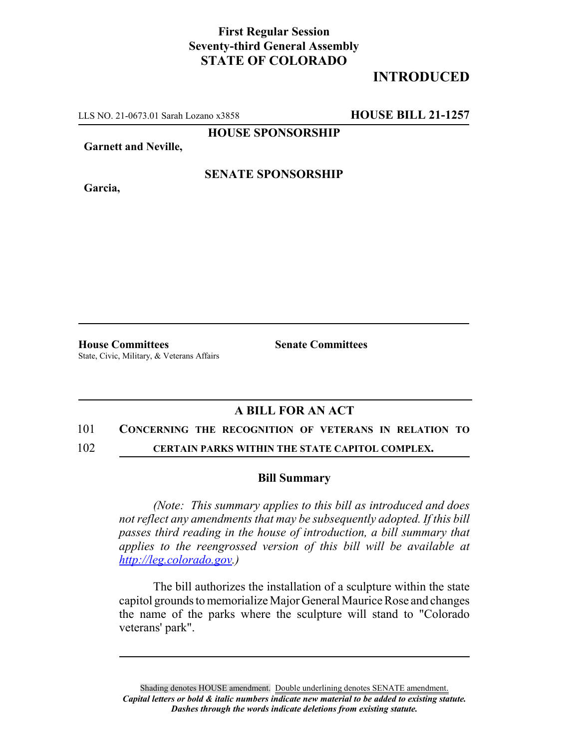**First Regular Session**
**Seventy-third General Assembly**
**STATE OF COLORADO**

# INTRODUCED

LLS NO. 21-0673.01 Sarah Lozano x3858 **HOUSE BILL 21-1257**

**HOUSE SPONSORSHIP**

**Garnett and Neville,**

**SENATE SPONSORSHIP**

**Garcia,**

**House Committees**
State, Civic, Military, & Veterans Affairs

**Senate Committees**

## A BILL FOR AN ACT

101 **CONCERNING THE RECOGNITION OF VETERANS IN RELATION TO**
102 **CERTAIN PARKS WITHIN THE STATE CAPITOL COMPLEX.**

### Bill Summary

*(Note: This summary applies to this bill as introduced and does not reflect any amendments that may be subsequently adopted. If this bill passes third reading in the house of introduction, a bill summary that applies to the reengrossed version of this bill will be available at http://leg.colorado.gov.)*

The bill authorizes the installation of a sculpture within the state capitol grounds to memorialize Major General Maurice Rose and changes the name of the parks where the sculpture will stand to "Colorado veterans' park".

Shading denotes HOUSE amendment. Double underlining denotes SENATE amendment.
***Capital letters or bold & italic numbers indicate new material to be added to existing statute.***
***Dashes through the words indicate deletions from existing statute.***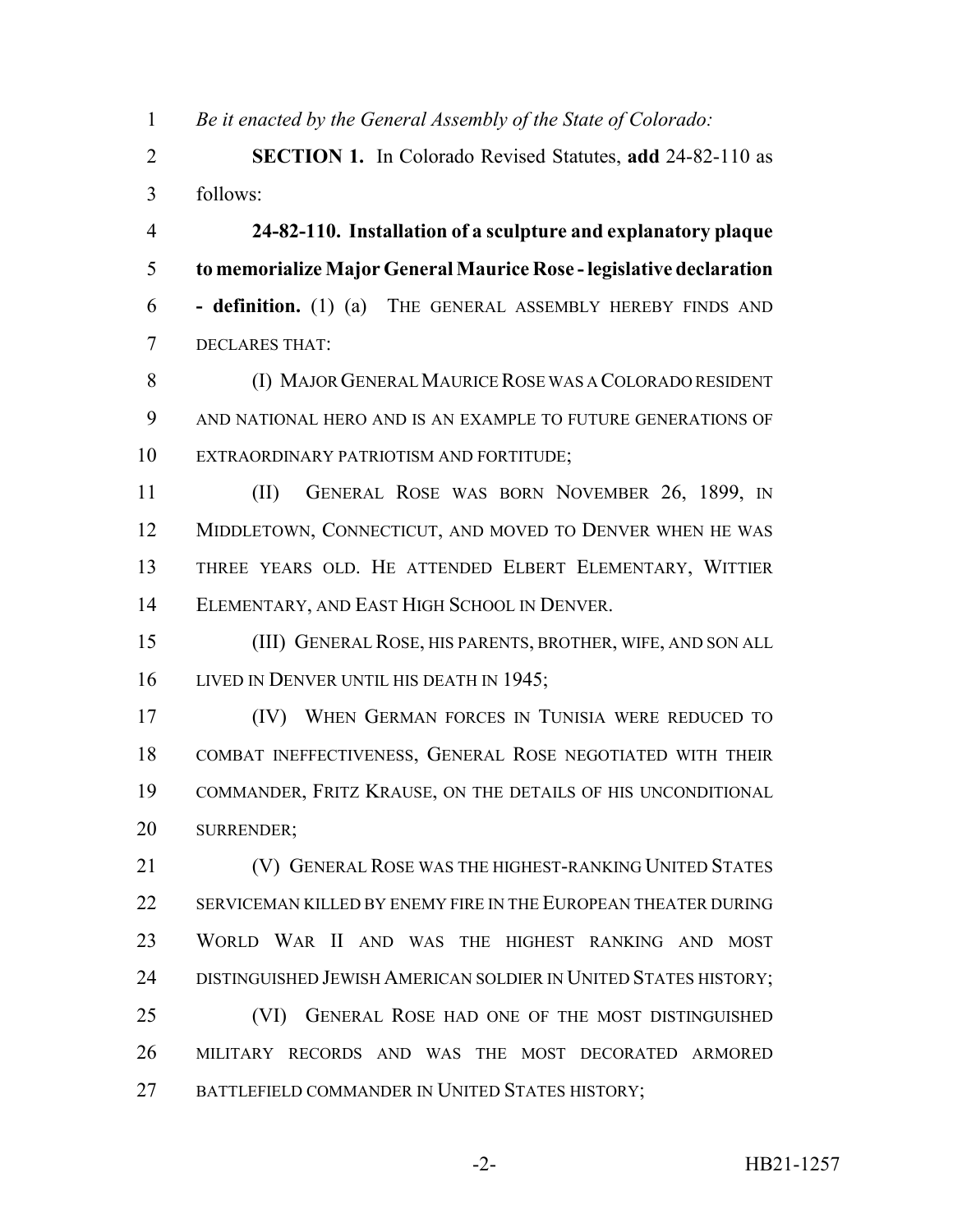*Be it enacted by the General Assembly of the State of Colorado:*

**SECTION 1.** In Colorado Revised Statutes, **add** 24-82-110 as follows:

**24-82-110. Installation of a sculpture and explanatory plaque to memorialize Major General Maurice Rose - legislative declaration - definition.** (1) (a) THE GENERAL ASSEMBLY HEREBY FINDS AND DECLARES THAT:

(I) MAJOR GENERAL MAURICE ROSE WAS A COLORADO RESIDENT AND NATIONAL HERO AND IS AN EXAMPLE TO FUTURE GENERATIONS OF EXTRAORDINARY PATRIOTISM AND FORTITUDE;

(II) GENERAL ROSE WAS BORN NOVEMBER 26, 1899, IN MIDDLETOWN, CONNECTICUT, AND MOVED TO DENVER WHEN HE WAS THREE YEARS OLD. HE ATTENDED ELBERT ELEMENTARY, WITTIER ELEMENTARY, AND EAST HIGH SCHOOL IN DENVER.

(III) GENERAL ROSE, HIS PARENTS, BROTHER, WIFE, AND SON ALL LIVED IN DENVER UNTIL HIS DEATH IN 1945;

(IV) WHEN GERMAN FORCES IN TUNISIA WERE REDUCED TO COMBAT INEFFECTIVENESS, GENERAL ROSE NEGOTIATED WITH THEIR COMMANDER, FRITZ KRAUSE, ON THE DETAILS OF HIS UNCONDITIONAL SURRENDER;

(V) GENERAL ROSE WAS THE HIGHEST-RANKING UNITED STATES SERVICEMAN KILLED BY ENEMY FIRE IN THE EUROPEAN THEATER DURING WORLD WAR II AND WAS THE HIGHEST RANKING AND MOST DISTINGUISHED JEWISH AMERICAN SOLDIER IN UNITED STATES HISTORY;

(VI) GENERAL ROSE HAD ONE OF THE MOST DISTINGUISHED MILITARY RECORDS AND WAS THE MOST DECORATED ARMORED BATTLEFIELD COMMANDER IN UNITED STATES HISTORY;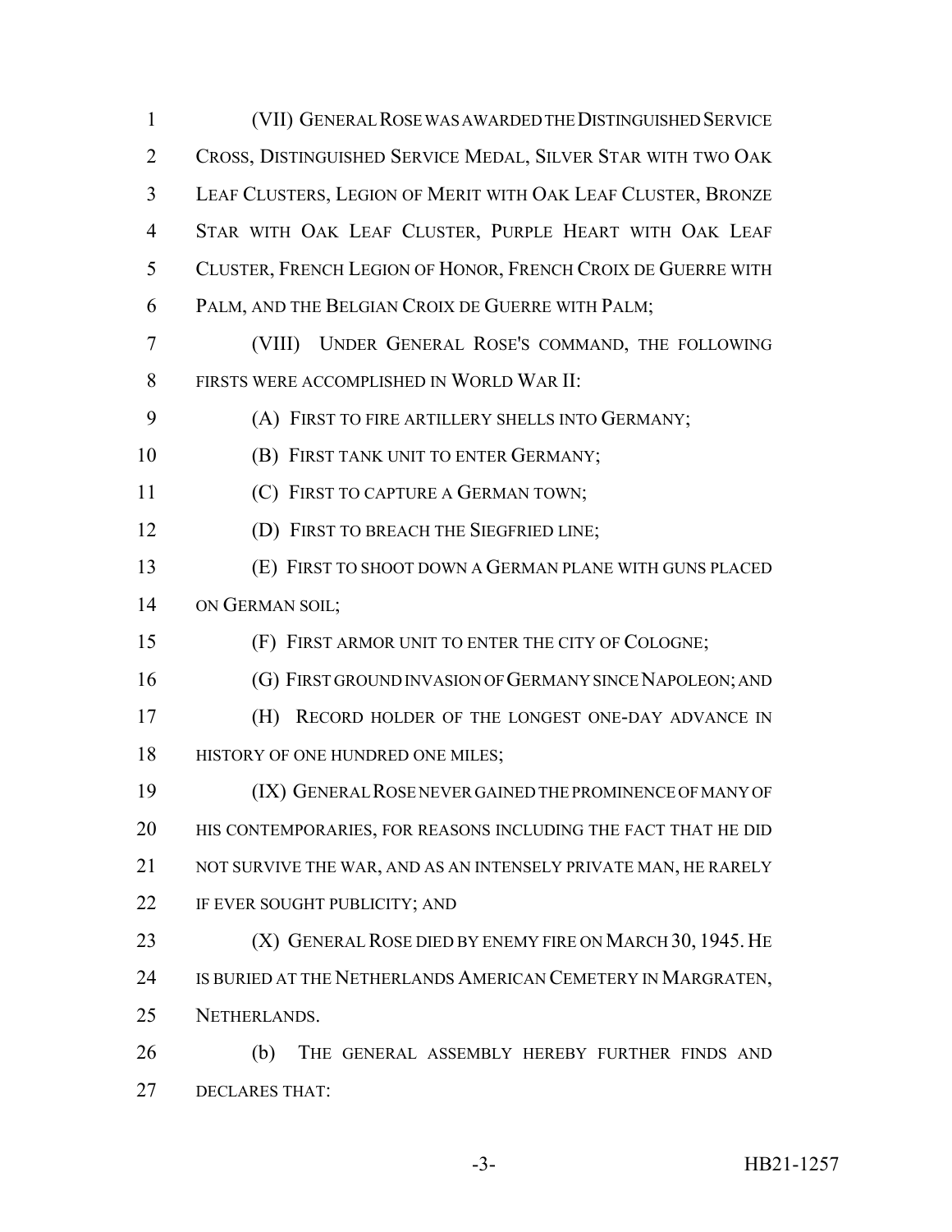(VII) GENERAL ROSE WAS AWARDED THE DISTINGUISHED SERVICE CROSS, DISTINGUISHED SERVICE MEDAL, SILVER STAR WITH TWO OAK LEAF CLUSTERS, LEGION OF MERIT WITH OAK LEAF CLUSTER, BRONZE STAR WITH OAK LEAF CLUSTER, PURPLE HEART WITH OAK LEAF CLUSTER, FRENCH LEGION OF HONOR, FRENCH CROIX DE GUERRE WITH PALM, AND THE BELGIAN CROIX DE GUERRE WITH PALM;

(VIII) UNDER GENERAL ROSE'S COMMAND, THE FOLLOWING FIRSTS WERE ACCOMPLISHED IN WORLD WAR II:

(A) FIRST TO FIRE ARTILLERY SHELLS INTO GERMANY;

(B) FIRST TANK UNIT TO ENTER GERMANY;

(C) FIRST TO CAPTURE A GERMAN TOWN;

(D) FIRST TO BREACH THE SIEGFRIED LINE;

(E) FIRST TO SHOOT DOWN A GERMAN PLANE WITH GUNS PLACED ON GERMAN SOIL;

(F) FIRST ARMOR UNIT TO ENTER THE CITY OF COLOGNE;

(G) FIRST GROUND INVASION OF GERMANY SINCE NAPOLEON; AND

(H) RECORD HOLDER OF THE LONGEST ONE-DAY ADVANCE IN HISTORY OF ONE HUNDRED ONE MILES;

(IX) GENERAL ROSE NEVER GAINED THE PROMINENCE OF MANY OF HIS CONTEMPORARIES, FOR REASONS INCLUDING THE FACT THAT HE DID NOT SURVIVE THE WAR, AND AS AN INTENSELY PRIVATE MAN, HE RARELY IF EVER SOUGHT PUBLICITY; AND

(X) GENERAL ROSE DIED BY ENEMY FIRE ON MARCH 30, 1945. HE IS BURIED AT THE NETHERLANDS AMERICAN CEMETERY IN MARGRATEN, NETHERLANDS.

(b) THE GENERAL ASSEMBLY HEREBY FURTHER FINDS AND DECLARES THAT: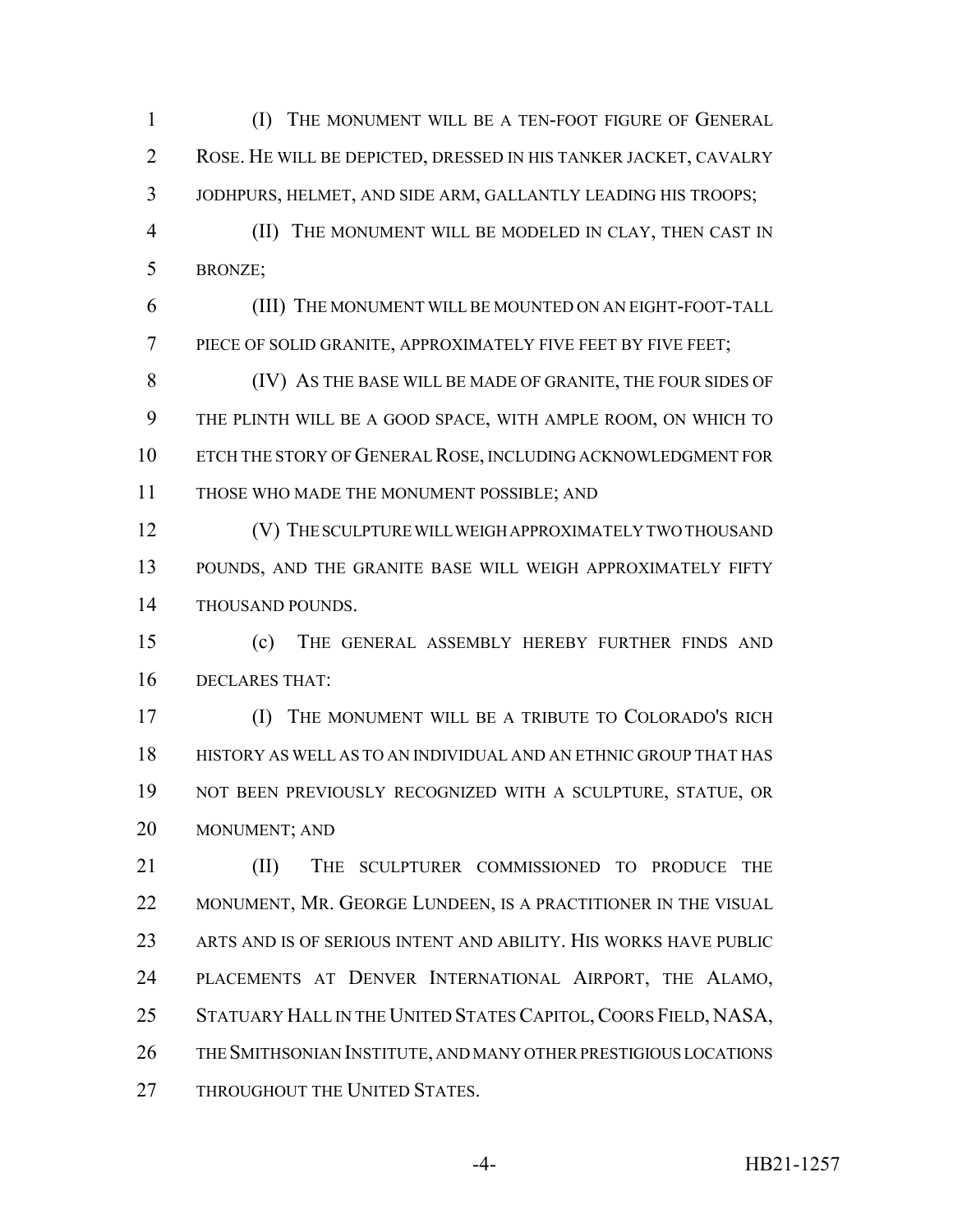(I) THE MONUMENT WILL BE A TEN-FOOT FIGURE OF GENERAL ROSE. HE WILL BE DEPICTED, DRESSED IN HIS TANKER JACKET, CAVALRY JODHPURS, HELMET, AND SIDE ARM, GALLANTLY LEADING HIS TROOPS;

(II) THE MONUMENT WILL BE MODELED IN CLAY, THEN CAST IN BRONZE;

(III) THE MONUMENT WILL BE MOUNTED ON AN EIGHT-FOOT-TALL PIECE OF SOLID GRANITE, APPROXIMATELY FIVE FEET BY FIVE FEET;

(IV) AS THE BASE WILL BE MADE OF GRANITE, THE FOUR SIDES OF THE PLINTH WILL BE A GOOD SPACE, WITH AMPLE ROOM, ON WHICH TO ETCH THE STORY OF GENERAL ROSE, INCLUDING ACKNOWLEDGMENT FOR THOSE WHO MADE THE MONUMENT POSSIBLE; AND

(V) THE SCULPTURE WILL WEIGH APPROXIMATELY TWO THOUSAND POUNDS, AND THE GRANITE BASE WILL WEIGH APPROXIMATELY FIFTY THOUSAND POUNDS.

(c) THE GENERAL ASSEMBLY HEREBY FURTHER FINDS AND DECLARES THAT:

(I) THE MONUMENT WILL BE A TRIBUTE TO COLORADO'S RICH HISTORY AS WELL AS TO AN INDIVIDUAL AND AN ETHNIC GROUP THAT HAS NOT BEEN PREVIOUSLY RECOGNIZED WITH A SCULPTURE, STATUE, OR MONUMENT; AND

(II) THE SCULPTURER COMMISSIONED TO PRODUCE THE MONUMENT, MR. GEORGE LUNDEEN, IS A PRACTITIONER IN THE VISUAL ARTS AND IS OF SERIOUS INTENT AND ABILITY. HIS WORKS HAVE PUBLIC PLACEMENTS AT DENVER INTERNATIONAL AIRPORT, THE ALAMO, STATUARY HALL IN THE UNITED STATES CAPITOL, COORS FIELD, NASA, THE SMITHSONIAN INSTITUTE, AND MANY OTHER PRESTIGIOUS LOCATIONS THROUGHOUT THE UNITED STATES.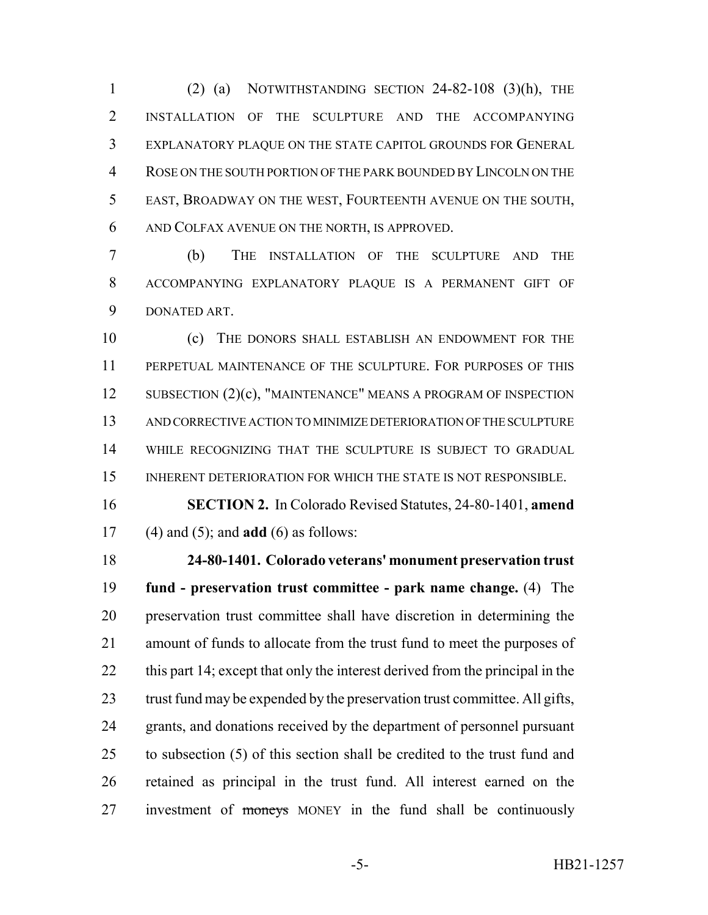(2) (a) NOTWITHSTANDING SECTION 24-82-108 (3)(h), THE INSTALLATION OF THE SCULPTURE AND THE ACCOMPANYING EXPLANATORY PLAQUE ON THE STATE CAPITOL GROUNDS FOR GENERAL ROSE ON THE SOUTH PORTION OF THE PARK BOUNDED BY LINCOLN ON THE EAST, BROADWAY ON THE WEST, FOURTEENTH AVENUE ON THE SOUTH, AND COLFAX AVENUE ON THE NORTH, IS APPROVED.

(b) THE INSTALLATION OF THE SCULPTURE AND THE ACCOMPANYING EXPLANATORY PLAQUE IS A PERMANENT GIFT OF DONATED ART.

(c) THE DONORS SHALL ESTABLISH AN ENDOWMENT FOR THE PERPETUAL MAINTENANCE OF THE SCULPTURE. FOR PURPOSES OF THIS SUBSECTION (2)(c), "MAINTENANCE" MEANS A PROGRAM OF INSPECTION AND CORRECTIVE ACTION TO MINIMIZE DETERIORATION OF THE SCULPTURE WHILE RECOGNIZING THAT THE SCULPTURE IS SUBJECT TO GRADUAL INHERENT DETERIORATION FOR WHICH THE STATE IS NOT RESPONSIBLE.

**SECTION 2.** In Colorado Revised Statutes, 24-80-1401, **amend** (4) and (5); and **add** (6) as follows:

**24-80-1401. Colorado veterans' monument preservation trust fund - preservation trust committee - park name change.** (4) The preservation trust committee shall have discretion in determining the amount of funds to allocate from the trust fund to meet the purposes of this part 14; except that only the interest derived from the principal in the trust fund may be expended by the preservation trust committee. All gifts, grants, and donations received by the department of personnel pursuant to subsection (5) of this section shall be credited to the trust fund and retained as principal in the trust fund. All interest earned on the investment of ~~moneys~~ MONEY in the fund shall be continuously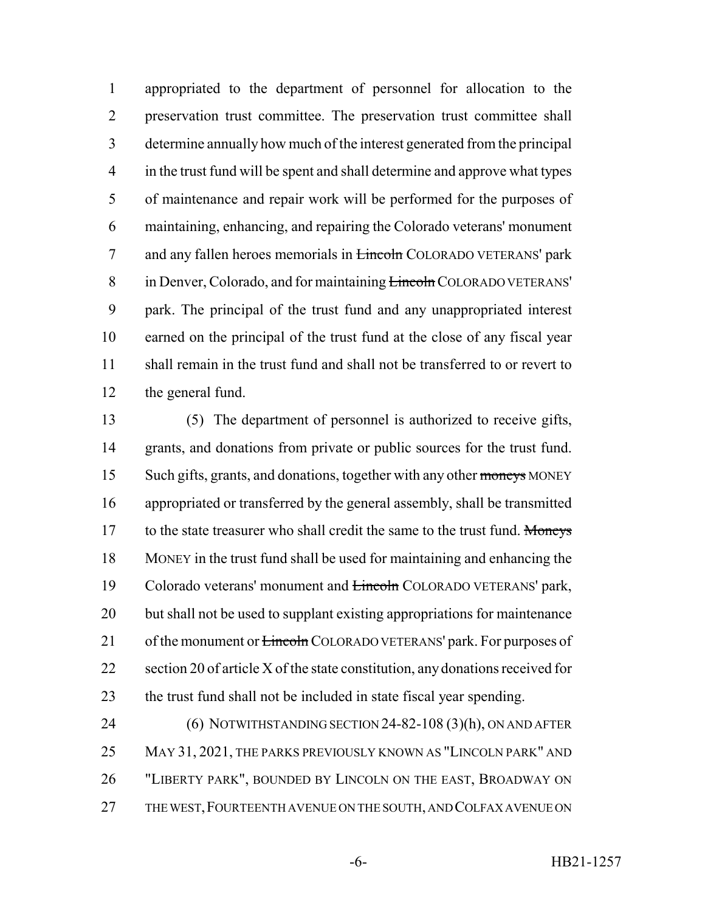appropriated to the department of personnel for allocation to the preservation trust committee. The preservation trust committee shall determine annually how much of the interest generated from the principal in the trust fund will be spent and shall determine and approve what types of maintenance and repair work will be performed for the purposes of maintaining, enhancing, and repairing the Colorado veterans' monument and any fallen heroes memorials in ~~Lincoln~~ COLORADO VETERANS' park in Denver, Colorado, and for maintaining ~~Lincoln~~ COLORADO VETERANS' park. The principal of the trust fund and any unappropriated interest earned on the principal of the trust fund at the close of any fiscal year shall remain in the trust fund and shall not be transferred to or revert to the general fund.

(5) The department of personnel is authorized to receive gifts, grants, and donations from private or public sources for the trust fund. Such gifts, grants, and donations, together with any other ~~moneys~~ MONEY appropriated or transferred by the general assembly, shall be transmitted to the state treasurer who shall credit the same to the trust fund. ~~Moneys~~ MONEY in the trust fund shall be used for maintaining and enhancing the Colorado veterans' monument and ~~Lincoln~~ COLORADO VETERANS' park, but shall not be used to supplant existing appropriations for maintenance of the monument or ~~Lincoln~~ COLORADO VETERANS' park. For purposes of section 20 of article X of the state constitution, any donations received for the trust fund shall not be included in state fiscal year spending.

(6) NOTWITHSTANDING SECTION 24-82-108 (3)(h), ON AND AFTER MAY 31, 2021, THE PARKS PREVIOUSLY KNOWN AS "LINCOLN PARK" AND "LIBERTY PARK", BOUNDED BY LINCOLN ON THE EAST, BROADWAY ON THE WEST, FOURTEENTH AVENUE ON THE SOUTH, AND COLFAX AVENUE ON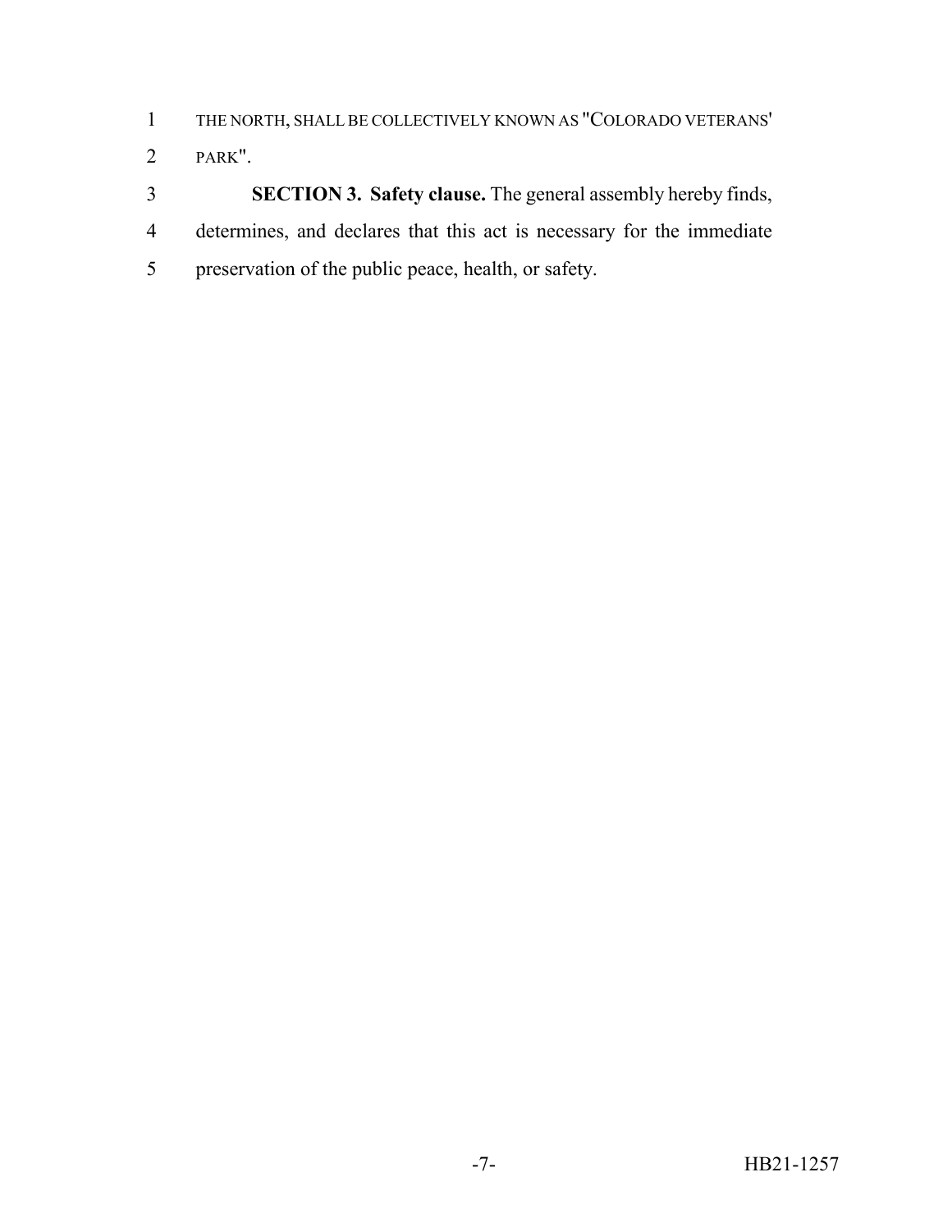THE NORTH, SHALL BE COLLECTIVELY KNOWN AS "COLORADO VETERANS' PARK".

**SECTION 3. Safety clause.** The general assembly hereby finds, determines, and declares that this act is necessary for the immediate preservation of the public peace, health, or safety.